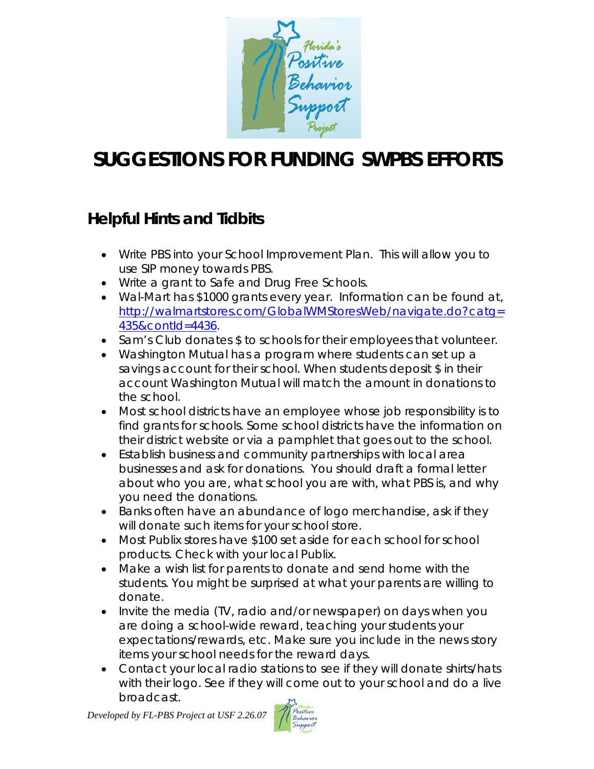# SUGGESTIONS FOR FUNDING SWPBS EFFORTS

## Helpful Hints and Tidbits

- Write PBS into your School Improvement Plan. This will allow you to use SIP money towards PBS.
- Write a grant to Safe and Drug Free Schools.
- Wal-Mart has $1000 grants every year. Information can be found at, [http://walmartstores.com/GlobalWMStoresWeb/navigate.do?catg=435&contId=4436](http://walmartstores.com/GlobalWMStoresWeb/navigate.do?catg=435&contId=4436).
- Sam's Club donates $ to schools for their employees that volunteer.
- Washington Mutual has a program where students can set up a savings account for their school. When students deposit $ in their account Washington Mutual will match the amount in donations to the school.
- Most school districts have an employee whose job responsibility is to find grants for schools. Some school districts have the information on their district website or via a pamphlet that goes out to the school.
- Establish business and community partnerships with local area businesses and ask for donations. You should draft a formal letter about who you are, what school you are with, what PBS is, and why you need the donations.
- Banks often have an abundance of logo merchandise, ask if they will donate such items for your school store.
- Most Publix stores have $100 set aside for each school for school products. Check with your local Publix.
- Make a wish list for parents to donate and send home with the students. You might be surprised at what your parents are willing to donate.
- Invite the media (TV, radio and/or newspaper) on days when you are doing a school-wide reward, teaching your students your expectations/rewards, etc. Make sure you include in the news story items your school needs for the reward days.
- Contact your local radio stations to see if they will donate shirts/hats with their logo. See if they will come out to your school and do a live broadcast.

*Developed by FL-PBS Project at USF 2.26.07*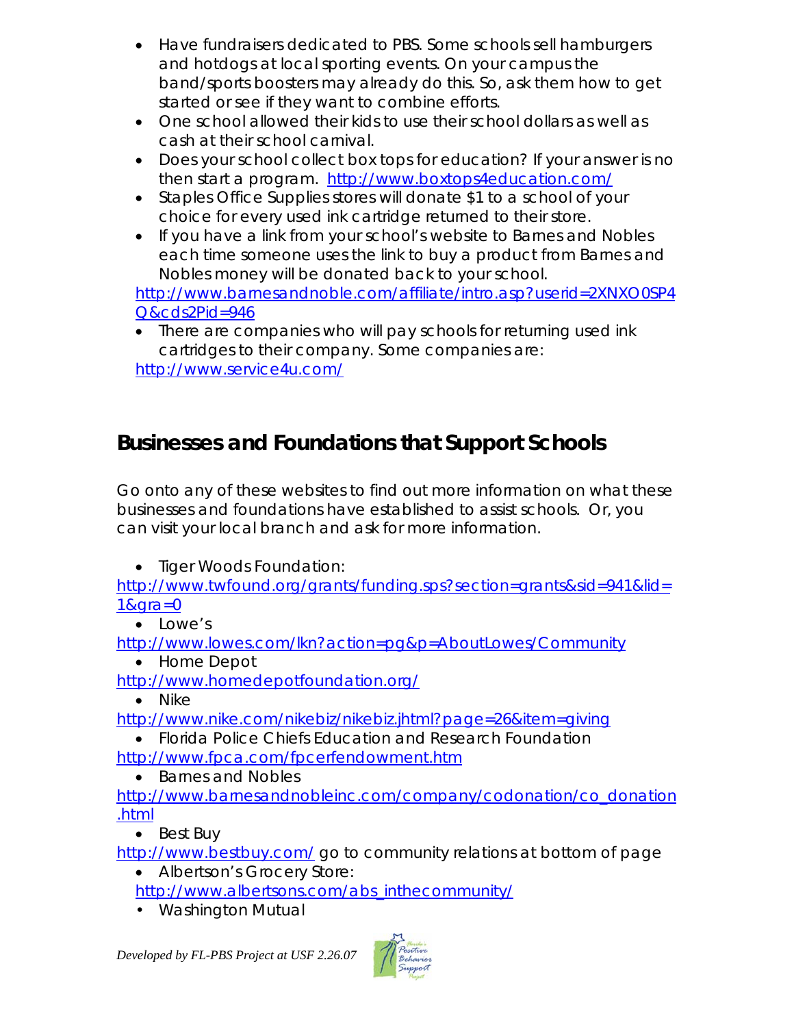- Have fundraisers dedicated to PBS. Some schools sell hamburgers and hotdogs at local sporting events. On your campus the band/sports boosters may already do this. So, ask them how to get started or see if they want to combine efforts.
- One school allowed their kids to use their school dollars as well as cash at their school carnival.
- Does your school collect box tops for education? If your answer is no then start a program. http://www.boxtops4education.com/
- Staples Office Supplies stores will donate $1 to a school of your choice for every used ink cartridge returned to their store.
- If you have a link from your school's website to Barnes and Nobles each time someone uses the link to buy a product from Barnes and Nobles money will be donated back to your school.

http://www.barnesandnoble.com/affiliate/intro.asp?userid=2XNXO0SP4Q&cds2Pid=946

- There are companies who will pay schools for returning used ink cartridges to their company. Some companies are:

http://www.service4u.com/

## Businesses and Foundations that Support Schools

Go onto any of these websites to find out more information on what these businesses and foundations have established to assist schools. Or, you can visit your local branch and ask for more information.

- Tiger Woods Foundation:

http://www.twfound.org/grants/funding.sps?section=grants&sid=941&lid=1&gra=0

- Lowe's

http://www.lowes.com/lkn?action=pg&p=AboutLowes/Community

- Home Depot

http://www.homedepotfoundation.org/

- Nike

http://www.nike.com/nikebiz/nikebiz.jhtml?page=26&item=giving

- Florida Police Chiefs Education and Research Foundation

http://www.fpca.com/fpcerfendowment.htm

- Barnes and Nobles

http://www.barnesandnobleinc.com/company/codonation/co_donation.html

- Best Buy

http://www.bestbuy.com/ go to community relations at bottom of page

- Albertson's Grocery Store:
  http://www.albertsons.com/abs_inthecommunity/
- Washington Mutual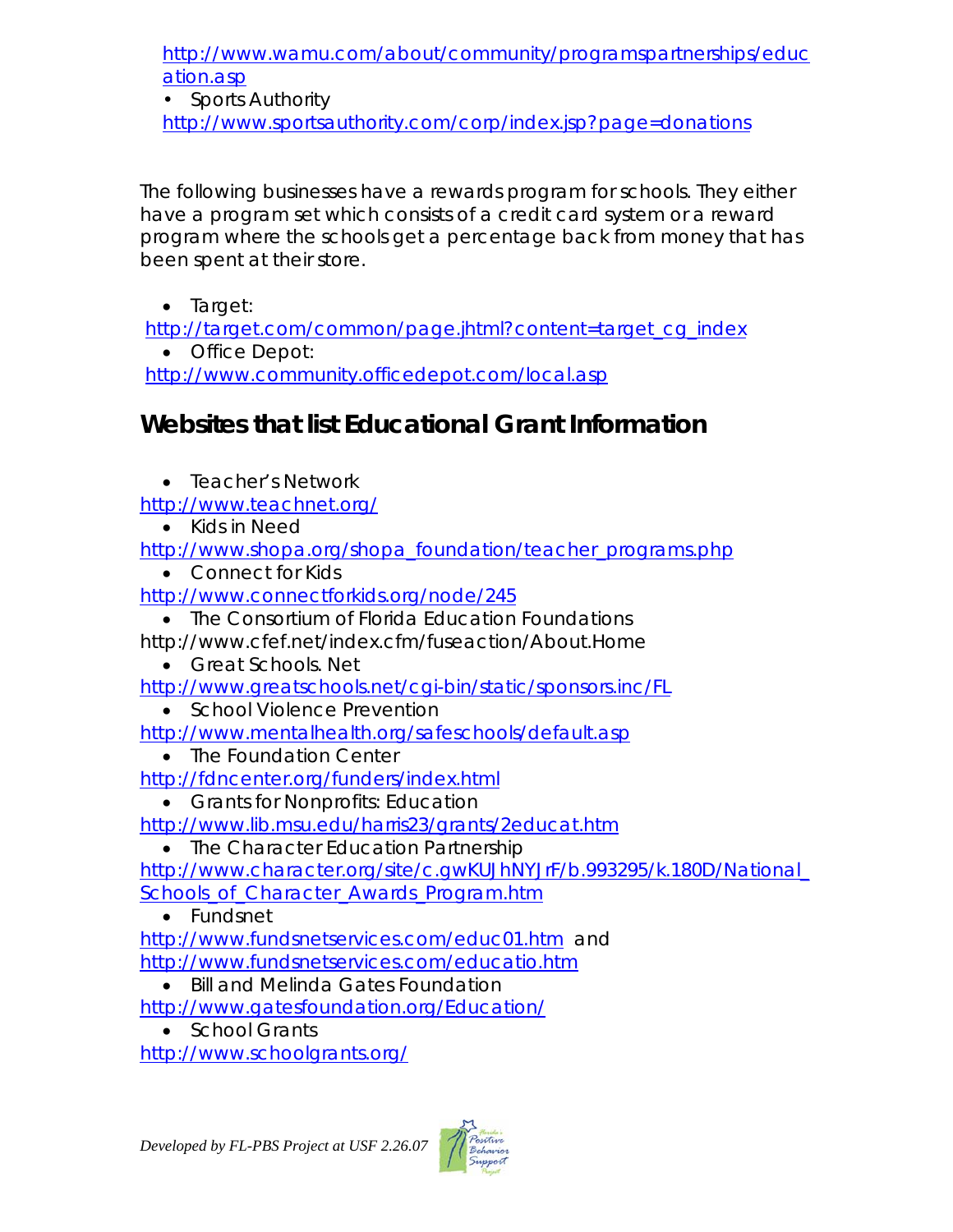http://www.wamu.com/about/community/programspartnerships/education.asp

- Sports Authority
http://www.sportsauthority.com/corp/index.jsp?page=donations

The following businesses have a rewards program for schools. They either have a program set which consists of a credit card system or a reward program where the schools get a percentage back from money that has been spent at their store.

- Target:
http://target.com/common/page.jhtml?content=target_cg_index
- Office Depot:
http://www.community.officedepot.com/local.asp

## Websites that list Educational Grant Information

- Teacher's Network
http://www.teachnet.org/
- Kids in Need
http://www.shopa.org/shopa_foundation/teacher_programs.php
- Connect for Kids
http://www.connectforkids.org/node/245
- The Consortium of Florida Education Foundations
http://www.cfef.net/index.cfm/fuseaction/About.Home
- Great Schools. Net
http://www.greatschools.net/cgi-bin/static/sponsors.inc/FL
- School Violence Prevention
http://www.mentalhealth.org/safeschools/default.asp
- The Foundation Center
http://fdncenter.org/funders/index.html
- Grants for Nonprofits: Education
http://www.lib.msu.edu/harris23/grants/2educat.htm
- The Character Education Partnership
http://www.character.org/site/c.gwKUJhNYJrF/b.993295/k.180D/National_Schools_of_Character_Awards_Program.htm
- Fundsnet
http://www.fundsnetservices.com/educ01.htm and
http://www.fundsnetservices.com/educatio.htm
- Bill and Melinda Gates Foundation
http://www.gatesfoundation.org/Education/
- School Grants
http://www.schoolgrants.org/

*Developed by FL-PBS Project at USF 2.26.07*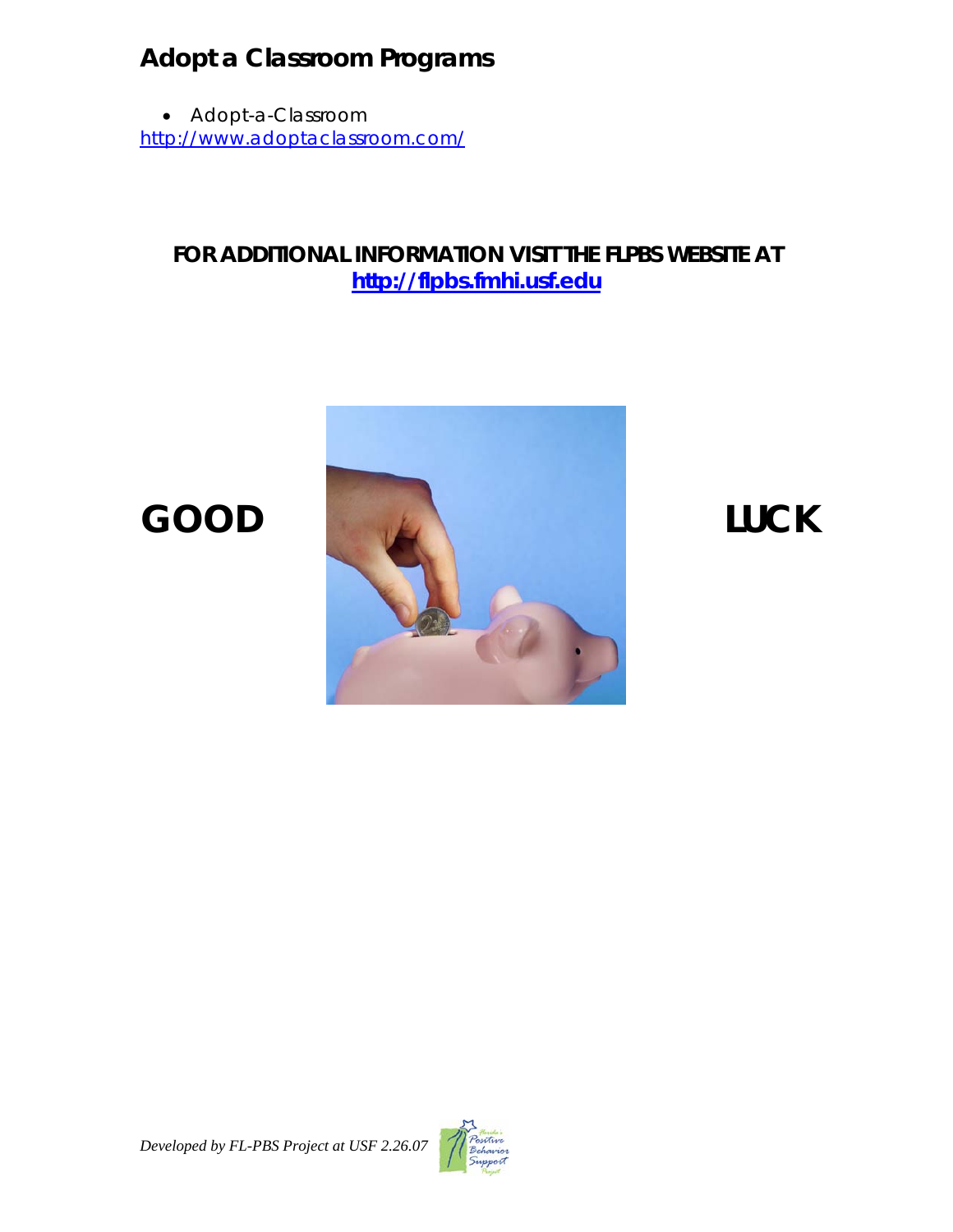## Adopt a Classroom Programs

- Adopt-a-Classroom

http://www.adoptaclassroom.com/

**FOR ADDITIONAL INFORMATION VISIT THE FLPBS WEBSITE AT**
**http://flpbs.fmhi.usf.edu**

**GOOD** **LUCK**

*Developed by FL-PBS Project at USF 2.26.07*